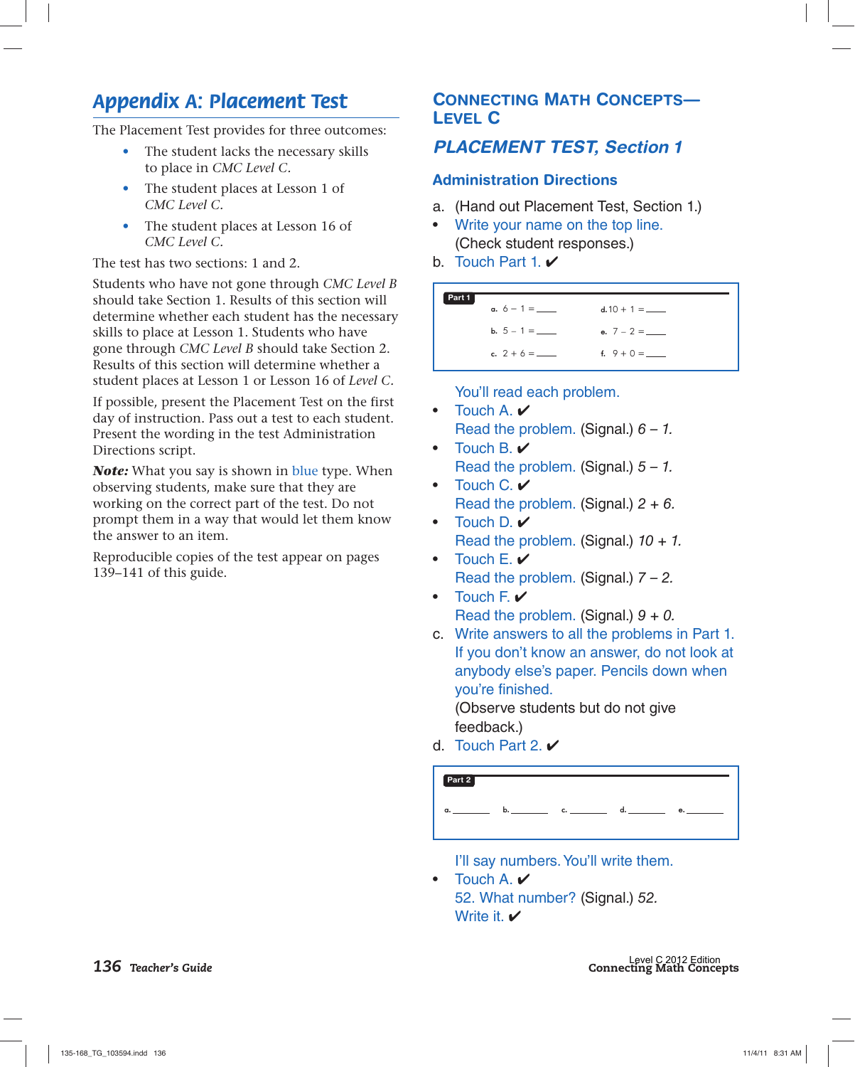# Appendix A: Placement Test

The Placement Test provides for three outcomes:

- The student lacks the necessary skills to place in *CMC Level C*.
- The student places at Lesson 1 of *CMC Level C*.
- The student places at Lesson 16 of *CMC Level C*.

The test has two sections: 1 and 2.

Students who have not gone through *CMC Level B* should take Section 1. Results of this section will determine whether each student has the necessary skills to place at Lesson 1. Students who have gone through *CMC Level B* should take Section 2. Results of this section will determine whether a student places at Lesson 1 or Lesson 16 of *Level C*.

If possible, present the Placement Test on the first day of instruction. Pass out a test to each student. Present the wording in the test Administration Directions script.

***Note:*** What you say is shown in blue type. When observing students, make sure that they are working on the correct part of the test. Do not prompt them in a way that would let them know the answer to an item.

Reproducible copies of the test appear on pages 139–141 of this guide.

## CONNECTING MATH CONCEPTS—LEVEL C

## *PLACEMENT TEST, Section 1*

### Administration Directions

a. (Hand out Placement Test, Section 1.)
- Write your name on the top line.
  (Check student responses.)

b. Touch Part 1. ✔

**Part 1**

a. 6 – 1 = ____
b. 5 – 1 = ____
c. 2 + 6 = ____
d. 10 + 1 = ____
e. 7 – 2 = ____
f. 9 + 0 = ____

You'll read each problem.
- Touch A. ✔
  Read the problem. (Signal.) *6 – 1.*
- Touch B. ✔
  Read the problem. (Signal.) *5 – 1.*
- Touch C. ✔
  Read the problem. (Signal.) *2 + 6.*
- Touch D. ✔
  Read the problem. (Signal.) *10 + 1.*
- Touch E. ✔
  Read the problem. (Signal.) *7 – 2.*
- Touch F. ✔
  Read the problem. (Signal.) *9 + 0.*

c. Write answers to all the problems in Part 1. If you don't know an answer, do not look at anybody else's paper. Pencils down when you're finished.
(Observe students but do not give feedback.)

d. Touch Part 2. ✔

**Part 2**

a. ________ b. ________ c. ________ d. ________ e. ________

I'll say numbers. You'll write them.
- Touch A. ✔
  52. What number? (Signal.) *52.*
  Write it. ✔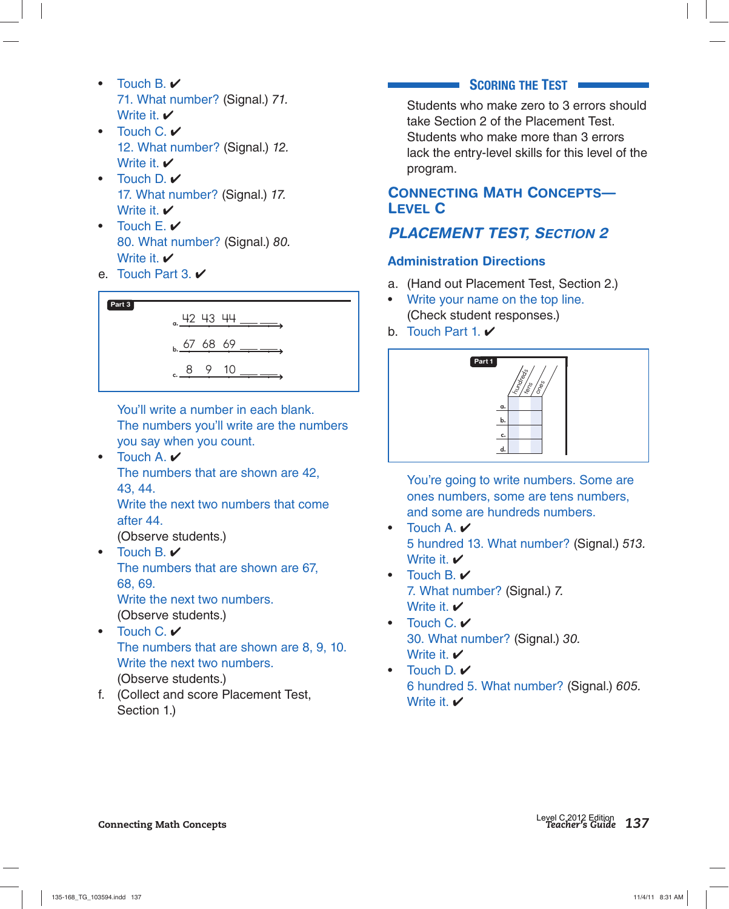- Touch B. ✔
  71. What number? (Signal.) *71.*
  Write it. ✔
- Touch C. ✔
  12. What number? (Signal.) *12.*
  Write it. ✔
- Touch D. ✔
  17. What number? (Signal.) *17.*
  Write it. ✔
- Touch E. ✔
  80. What number? (Signal.) *80.*
  Write it. ✔

e. Touch Part 3. ✔

Part 3

a. 42 43 44 ___ ___

b. 67 68 69 ___ ___

c. 8 9 10 ___ ___

You'll write a number in each blank. The numbers you'll write are the numbers you say when you count.

- Touch A. ✔
  The numbers that are shown are 42, 43, 44.
  Write the next two numbers that come after 44.
  (Observe students.)
- Touch B. ✔
  The numbers that are shown are 67, 68, 69.
  Write the next two numbers.
  (Observe students.)
- Touch C. ✔
  The numbers that are shown are 8, 9, 10.
  Write the next two numbers.
  (Observe students.)

f. (Collect and score Placement Test, Section 1.)

## Scoring the Test

Students who make zero to 3 errors should take Section 2 of the Placement Test. Students who make more than 3 errors lack the entry-level skills for this level of the program.

# Connecting Math Concepts—Level C

## *Placement Test, Section 2*

### Administration Directions

a. (Hand out Placement Test, Section 2.)
- Write your name on the top line.
  (Check student responses.)

b. Touch Part 1. ✔

Part 1

hundreds tens ones

a.

b.

c.

d.

You're going to write numbers. Some are ones numbers, some are tens numbers, and some are hundreds numbers.

- Touch A. ✔
  5 hundred 13. What number? (Signal.) *513.*
  Write it. ✔
- Touch B. ✔
  7. What number? (Signal.) *7.*
  Write it. ✔
- Touch C. ✔
  30. What number? (Signal.) *30.*
  Write it. ✔
- Touch D. ✔
  6 hundred 5. What number? (Signal.) *605.*
  Write it. ✔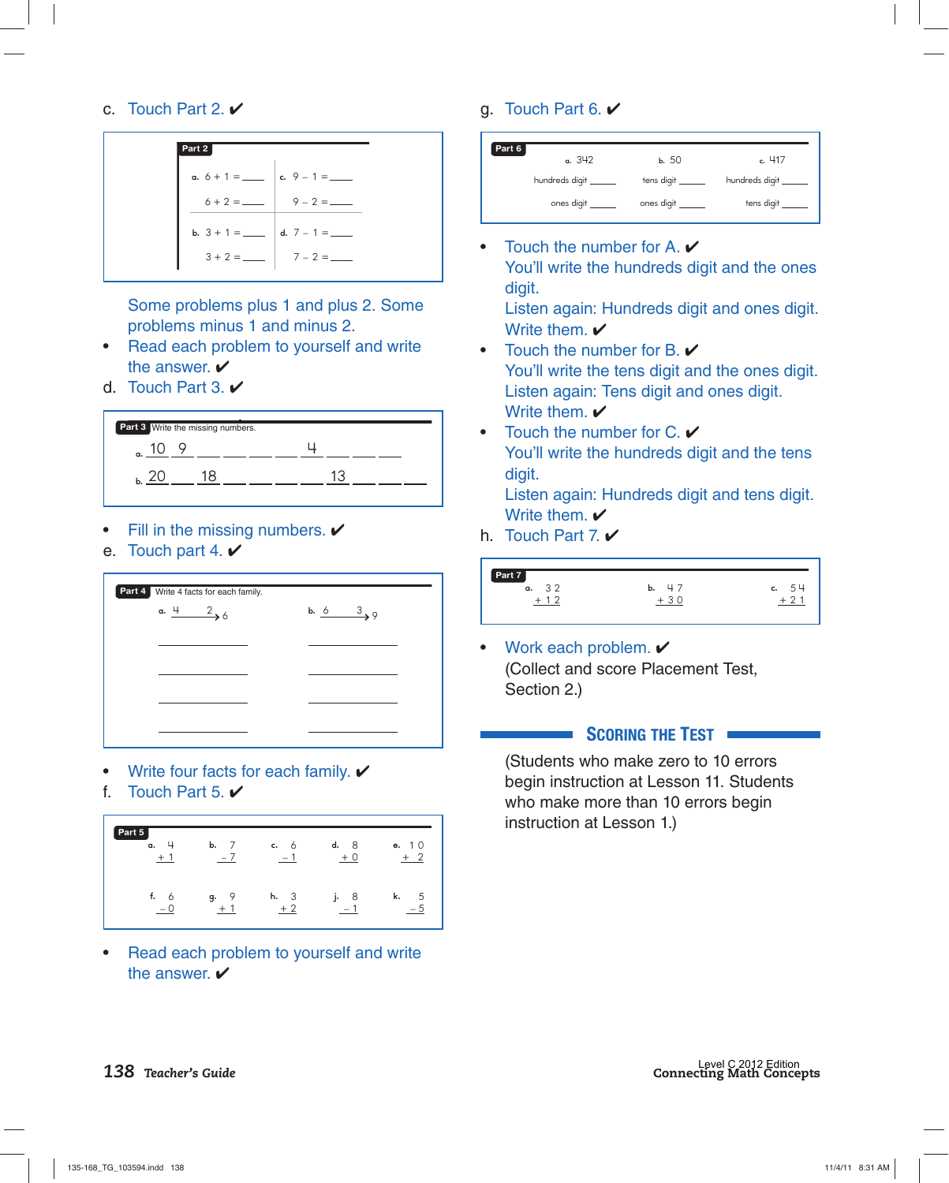c. Touch Part 2. ✔

**Part 2**

a. $6 + 1 =$ ___

$6 + 2 =$ ___

b. $3 + 1 =$ ___

$3 + 2 =$ ___

c. $9 - 1 =$ ___

$9 - 2 =$ ___

d. $7 - 1 =$ ___

$7 - 2 =$ ___

Some problems plus 1 and plus 2. Some problems minus 1 and minus 2.

- Read each problem to yourself and write the answer. ✔

d. Touch Part 3. ✔

**Part 3** Write the missing numbers.

a. 10 9 ___ ___ ___ ___ 4 ___ ___ ___

b. 20 ___ 18 ___ ___ ___ ___ 13 ___ ___ ___

- Fill in the missing numbers. ✔

e. Touch part 4. ✔

**Part 4** Write 4 facts for each family.

a. 4 2 → 6

___

___

___

___

b. 6 3 → 9

___

___

___

___

- Write four facts for each family. ✔

f. Touch Part 5. ✔

**Part 5**

| | | | | |
|---|---|---|---|---|
| a. $4 + 1$ | b. $7 - 7$ | c. $6 - 1$ | d. $8 + 0$ | e. $10 + 2$ |
| f. $6 - 0$ | g. $9 + 1$ | h. $3 + 2$ | j. $8 - 1$ | k. $5 - 5$ |

- Read each problem to yourself and write the answer. ✔

g. Touch Part 6. ✔

**Part 6**

| a. 342 | b. 50 | c. 417 |
|---|---|---|
| hundreds digit ___ | tens digit ___ | hundreds digit ___ |
| ones digit ___ | ones digit ___ | tens digit ___ |

- Touch the number for A. ✔
  You'll write the hundreds digit and the ones digit.
  Listen again: Hundreds digit and ones digit. Write them. ✔
- Touch the number for B. ✔
  You'll write the tens digit and the ones digit.
  Listen again: Tens digit and ones digit.
  Write them. ✔
- Touch the number for C. ✔
  You'll write the hundreds digit and the tens digit.
  Listen again: Hundreds digit and tens digit. Write them. ✔

h. Touch Part 7. ✔

**Part 7**

| | | |
|---|---|---|
| a. $32 + 12$ | b. $47 + 30$ | c. $54 + 21$ |

- Work each problem. ✔
  (Collect and score Placement Test, Section 2.)

## SCORING THE TEST

(Students who make zero to 10 errors begin instruction at Lesson 11. Students who make more than 10 errors begin instruction at Lesson 1.)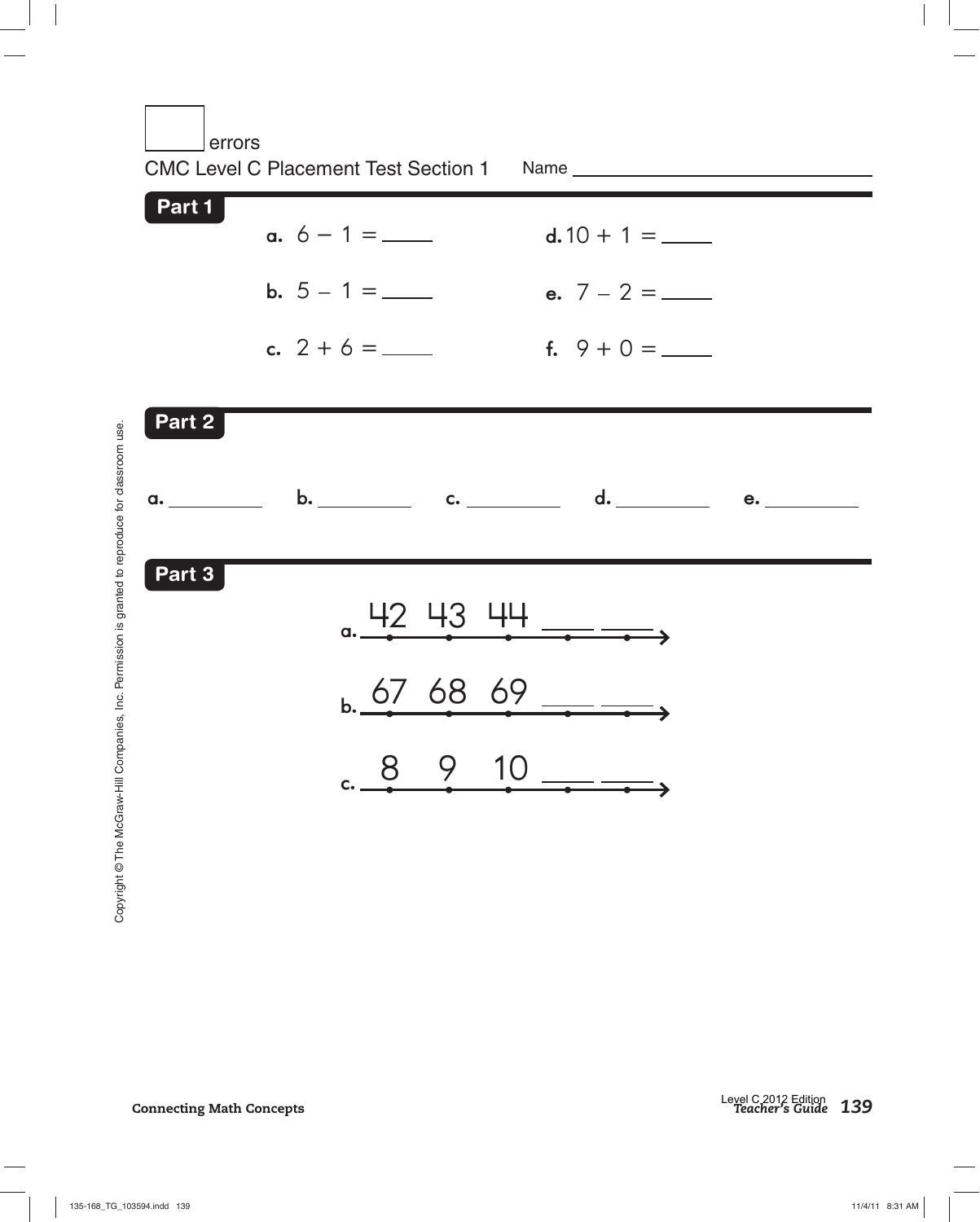errors

CMC Level C Placement Test Section 1 Name ____________________

**Part 1**

a. $6 - 1 =$ _____

b. $5 - 1 =$ _____

c. $2 + 6 =$ _____

d. $10 + 1 =$ _____

e. $7 - 2 =$ _____

f. $9 + 0 =$ _____

**Part 2**

a. __________ b. __________ c. __________ d. __________ e. __________

**Part 3**

a. 42 43 44 ____ ____

b. 67 68 69 ____ ____

c. 8 9 10 ____ ____

Copyright © The McGraw-Hill Companies, Inc. Permission is granted to reproduce for classroom use.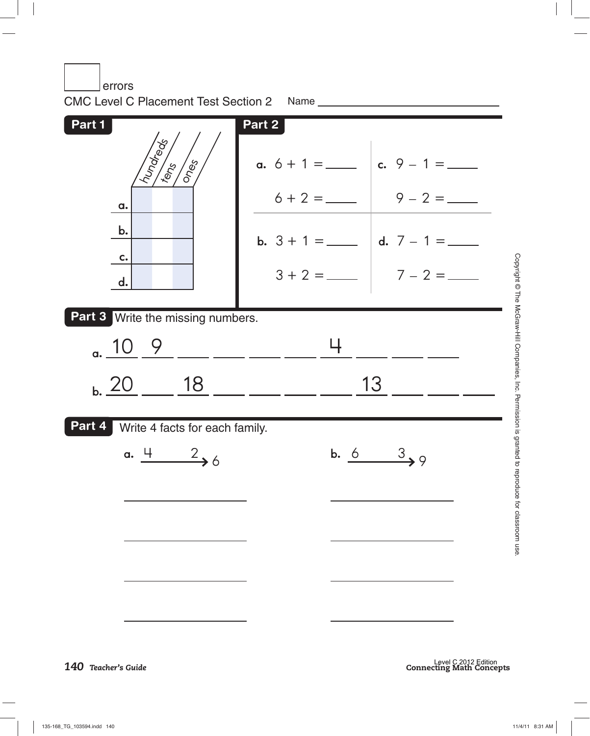errors

CMC Level C Placement Test Section 2 Name ______________________________

**Part 1**

| | hundreds | tens | ones |
|---|---|---|---|
| a. | | | |
| b. | | | |
| c. | | | |
| d. | | | |

**Part 2**

a. $6 + 1 =$ ____

$6 + 2 =$ ____

b. $3 + 1 =$ ____

$3 + 2 =$ ____

c. $9 - 1 =$ ____

$9 - 2 =$ ____

d. $7 - 1 =$ ____

$7 - 2 =$ ____

**Part 3** Write the missing numbers.

a. 10 9 ____ ____ ____ ____ 4 ____ ____ ____

b. 20 ____ 18 ____ ____ ____ ____ 13 ____ ____ ____

**Part 4** Write 4 facts for each family.

a. 4 2 → 6

______________________

______________________

______________________

______________________

b. 6 3 → 9

______________________

______________________

______________________

______________________

Copyright © The McGraw-Hill Companies, Inc. Permission is granted to reproduce for classroom use.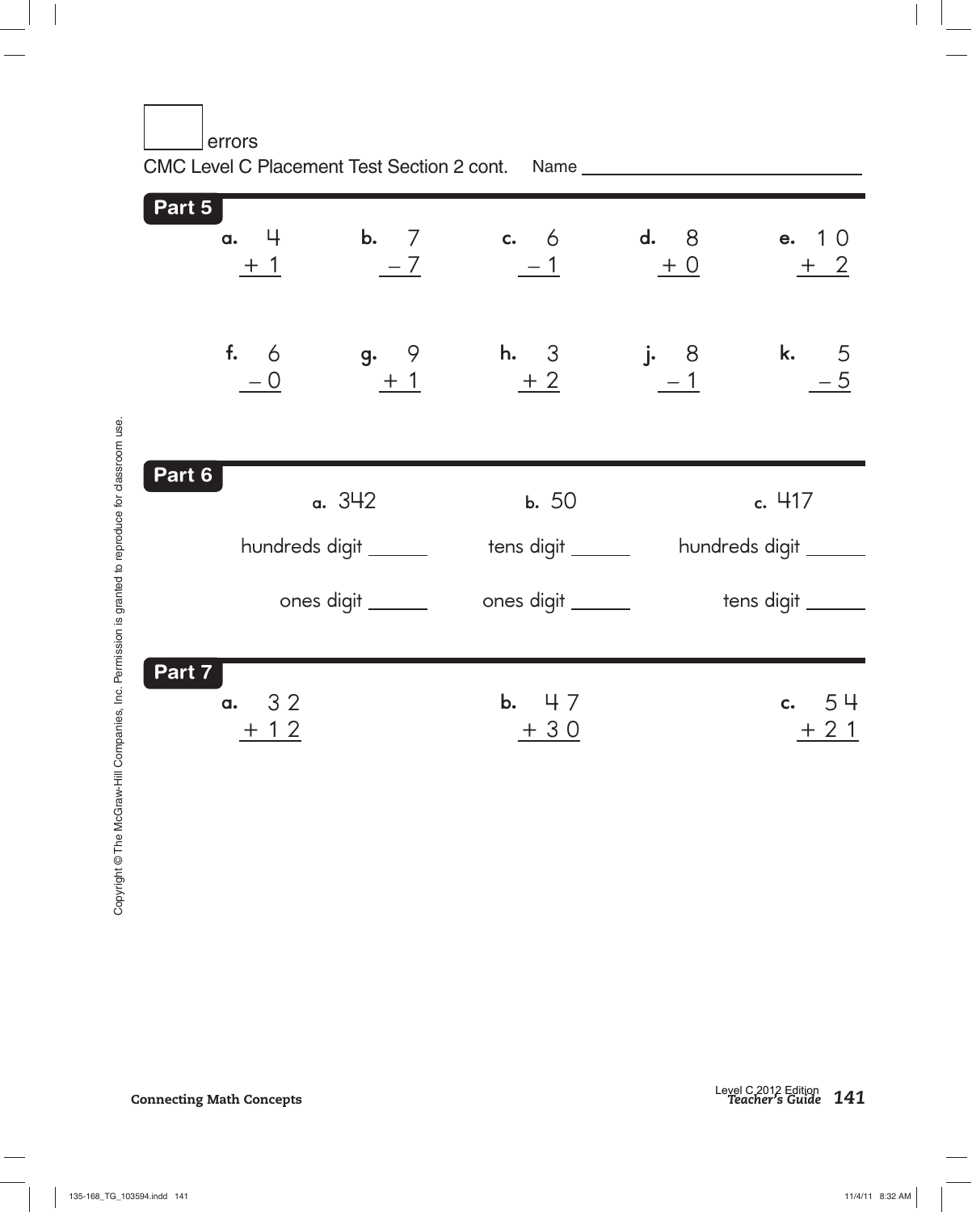errors

CMC Level C Placement Test Section 2 cont. Name ______________________________

## Part 5

a. $\begin{array}{r} 4 \\ +\ 1 \\ \hline \end{array}$ b. $\begin{array}{r} 7 \\ -\ 7 \\ \hline \end{array}$ c. $\begin{array}{r} 6 \\ -\ 1 \\ \hline \end{array}$ d. $\begin{array}{r} 8 \\ +\ 0 \\ \hline \end{array}$ e. $\begin{array}{r} 10 \\ +\ \ 2 \\ \hline \end{array}$

f. $\begin{array}{r} 6 \\ -\ 0 \\ \hline \end{array}$ g. $\begin{array}{r} 9 \\ +\ 1 \\ \hline \end{array}$ h. $\begin{array}{r} 3 \\ +\ 2 \\ \hline \end{array}$ j. $\begin{array}{r} 8 \\ -\ 1 \\ \hline \end{array}$ k. $\begin{array}{r} 5 \\ -\ 5 \\ \hline \end{array}$

## Part 6

a. 342

hundreds digit ______

ones digit ______

b. 50

tens digit ______

ones digit ______

c. 417

hundreds digit ______

tens digit ______

## Part 7

a. $\begin{array}{r} 32 \\ +\ 12 \\ \hline \end{array}$ b. $\begin{array}{r} 47 \\ +\ 30 \\ \hline \end{array}$ c. $\begin{array}{r} 54 \\ +\ 21 \\ \hline \end{array}$

Copyright © The McGraw-Hill Companies, Inc. Permission is granted to reproduce for classroom use.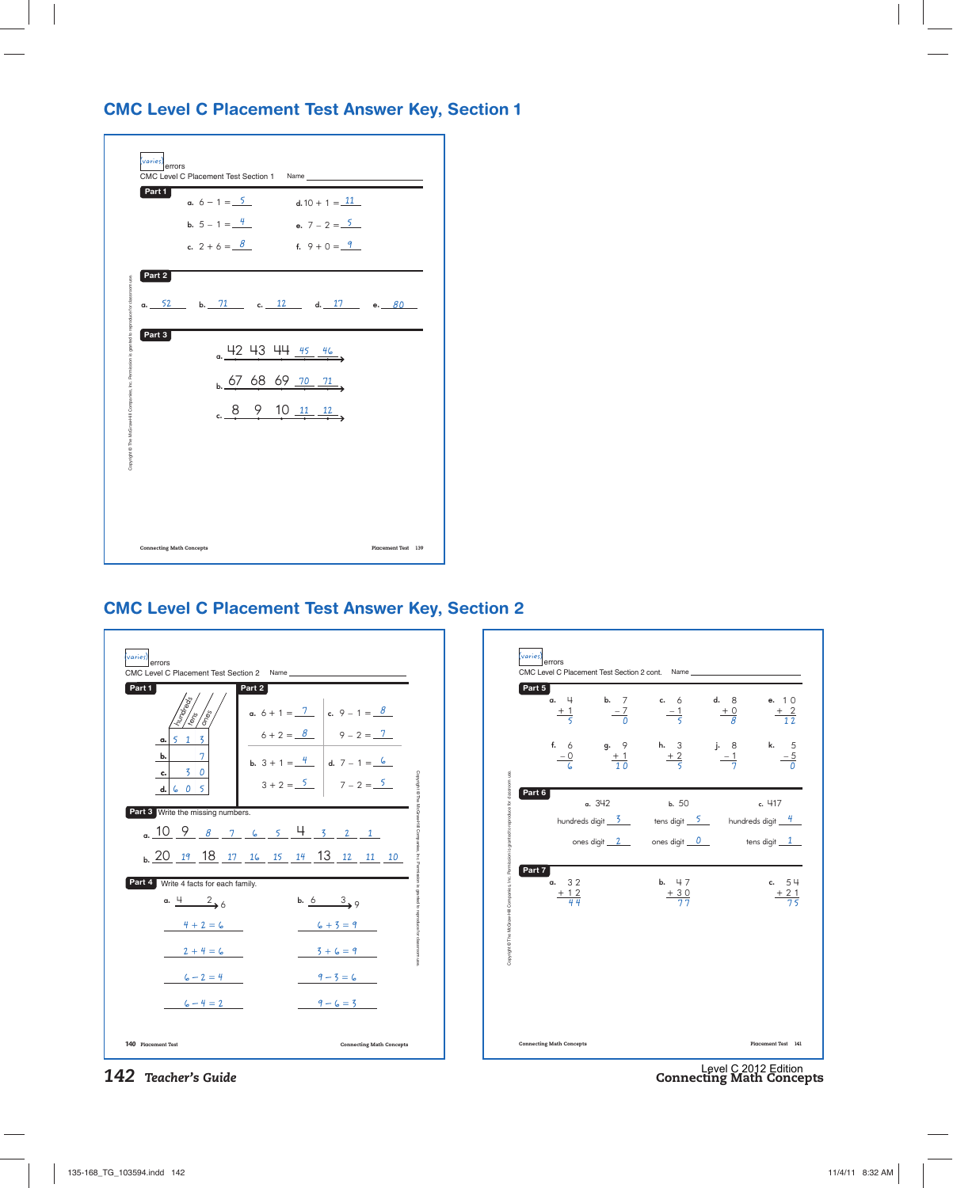## CMC Level C Placement Test Answer Key, Section 1

varies errors

CMC Level C Placement Test Section 1 Name ______

**Part 1**

a. 6 − 1 = 5
b. 5 − 1 = 4
c. 2 + 6 = 8
d. 10 + 1 = 11
e. 7 − 2 = 5
f. 9 + 0 = 9

**Part 2**

a. 52 b. 71 c. 12 d. 17 e. 80

**Part 3**

a. 42 43 44 45 46
b. 67 68 69 70 71
c. 8 9 10 11 12

## CMC Level C Placement Test Answer Key, Section 2

varies errors

CMC Level C Placement Test Section 2 Name ______

**Part 1**

| | hundreds | tens | ones |
|---|---|---|---|
| a. | 5 | 1 | 3 |
| b. | | | 7 |
| c. | | 3 | 0 |
| d. | 6 | 0 | 5 |

**Part 2**

a. 6 + 1 = 7
6 + 2 = 8
b. 3 + 1 = 4
3 + 2 = 5
c. 9 − 1 = 8
9 − 2 = 7
d. 7 − 1 = 6
7 − 2 = 5

**Part 3** Write the missing numbers.

a. 10 9 8 7 6 5 4 3 2 1
b. 20 19 18 17 16 15 14 13 12 11 10

**Part 4** Write 4 facts for each family.

a. 4, 2 → 6
4 + 2 = 6
2 + 4 = 6
6 − 2 = 4
6 − 4 = 2

b. 6, 3 → 9
6 + 3 = 9
3 + 6 = 9
9 − 3 = 6
9 − 6 = 3

varies errors

CMC Level C Placement Test Section 2 cont. Name ______

**Part 5**

a. 4 + 1 = 5
b. 7 − 7 = 0
c. 6 − 1 = 5
d. 8 + 0 = 8
e. 10 + 2 = 12
f. 6 − 0 = 6
g. 9 + 1 = 10
h. 3 + 2 = 5
j. 8 − 1 = 7
k. 5 − 5 = 0

**Part 6**

a. 342
hundreds digit 3
ones digit 2

b. 50
tens digit 5
ones digit 0

c. 417
hundreds digit 4
tens digit 1

**Part 7**

a. 32 + 12 = 44
b. 47 + 30 = 77
c. 54 + 21 = 75